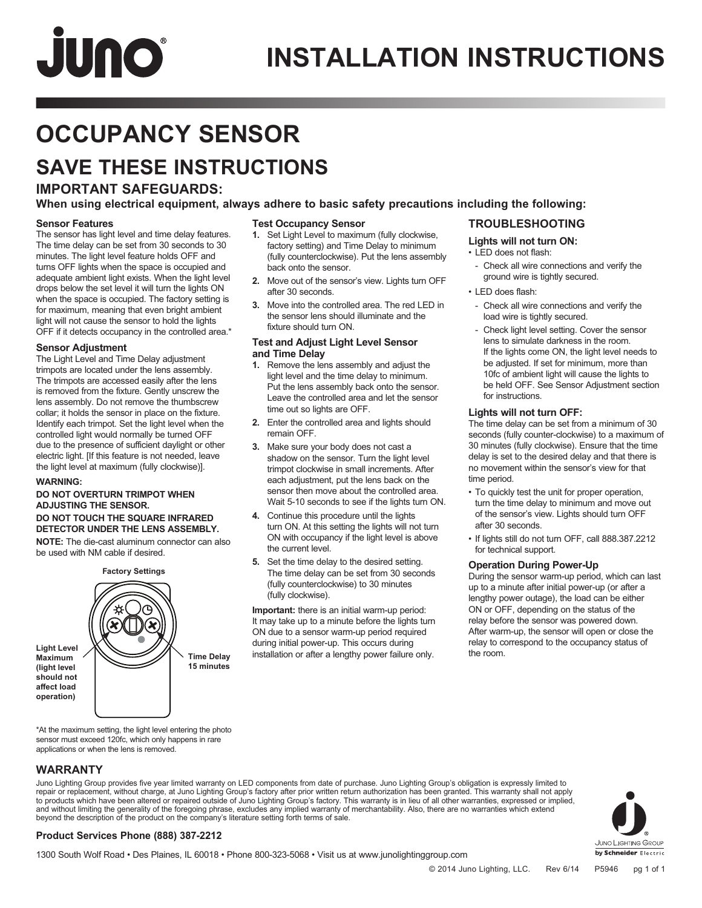# INSTALLATION INSTRUCTIONS

# OCCUPANCY SENSOR

## SAVE THESE INSTRUCTIONS

### IMPORTANT SAFEGUARDS:

**When using electrical equipment, always adhere to basic safety precautions including the following:**

#### Sensor Features

The sensor has light level and time delay features. The time delay can be set from 30 seconds to 30 minutes. The light level feature holds OFF and turns OFF lights when the space is occupied and adequate ambient light exists. When the light level drops below the set level it will turn the lights ON when the space is occupied. The factory setting is for maximum, meaning that even bright ambient light will not cause the sensor to hold the lights OFF if it detects occupancy in the controlled area.*

#### Sensor Adjustment

The Light Level and Time Delay adjustment trimpots are located under the lens assembly. The trimpots are accessed easily after the lens is removed from the fixture. Gently unscrew the lens assembly. Do not remove the thumbscrew collar; it holds the sensor in place on the fixture. Identify each trimpot. Set the light level when the controlled light would normally be turned OFF due to the presence of sufficient daylight or other electric light. [If this feature is not needed, leave the light level at maximum (fully clockwise)].

**WARNING:**

**DO NOT OVERTURN TRIMPOT WHEN ADJUSTING THE SENSOR.**

**DO NOT TOUCH THE SQUARE INFRARED DETECTOR UNDER THE LENS ASSEMBLY.**

**NOTE:** The die-cast aluminum connector can also be used with NM cable if desired.

**Factory Settings**

**Light Level Maximum (light level should not affect load operation)**

**Time Delay 15 minutes**

*At the maximum setting, the light level entering the photo sensor must exceed 120fc, which only happens in rare applications or when the lens is removed.

#### Test Occupancy Sensor

1. Set Light Level to maximum (fully clockwise, factory setting) and Time Delay to minimum (fully counterclockwise). Put the lens assembly back onto the sensor.
2. Move out of the sensor's view. Lights turn OFF after 30 seconds.
3. Move into the controlled area. The red LED in the sensor lens should illuminate and the fixture should turn ON.

#### Test and Adjust Light Level Sensor and Time Delay

1. Remove the lens assembly and adjust the light level and the time delay to minimum. Put the lens assembly back onto the sensor. Leave the controlled area and let the sensor time out so lights are OFF.
2. Enter the controlled area and lights should remain OFF.
3. Make sure your body does not cast a shadow on the sensor. Turn the light level trimpot clockwise in small increments. After each adjustment, put the lens back on the sensor then move about the controlled area. Wait 5-10 seconds to see if the lights turn ON.
4. Continue this procedure until the lights turn ON. At this setting the lights will not turn ON with occupancy if the light level is above the current level.
5. Set the time delay to the desired setting. The time delay can be set from 30 seconds (fully counterclockwise) to 30 minutes (fully clockwise).

**Important:** there is an initial warm-up period: It may take up to a minute before the lights turn ON due to a sensor warm-up period required during initial power-up. This occurs during installation or after a lengthy power failure only.

### TROUBLESHOOTING

#### Lights will not turn ON:

- LED does not flash:
  - Check all wire connections and verify the ground wire is tightly secured.
- LED does flash:
  - Check all wire connections and verify the load wire is tightly secured.
  - Check light level setting. Cover the sensor lens to simulate darkness in the room. If the lights come ON, the light level needs to be adjusted. If set for minimum, more than 10fc of ambient light will cause the lights to be held OFF. See Sensor Adjustment section for instructions.

#### Lights will not turn OFF:

The time delay can be set from a minimum of 30 seconds (fully counter-clockwise) to a maximum of 30 minutes (fully clockwise). Ensure that the time delay is set to the desired delay and that there is no movement within the sensor's view for that time period.

- To quickly test the unit for proper operation, turn the time delay to minimum and move out of the sensor's view. Lights should turn OFF after 30 seconds.
- If lights still do not turn OFF, call 888.387.2212 for technical support.

#### Operation During Power-Up

During the sensor warm-up period, which can last up to a minute after initial power-up (or after a lengthy power outage), the load can be either ON or OFF, depending on the status of the relay before the sensor was powered down. After warm-up, the sensor will open or close the relay to correspond to the occupancy status of the room.

### WARRANTY

Juno Lighting Group provides five year limited warranty on LED components from date of purchase. Juno Lighting Group's obligation is expressly limited to repair or replacement, without charge, at Juno Lighting Group's factory after prior written return authorization has been granted. This warranty shall not apply to products which have been altered or repaired outside of Juno Lighting Group's factory. This warranty is in lieu of all other warranties, expressed or implied, and without limiting the generality of the foregoing phrase, excludes any implied warranty of merchantability. Also, there are no warranties which extend beyond the description of the product on the company's literature setting forth terms of sale.

**Product Services Phone (888) 387-2212**

1300 South Wolf Road • Des Plaines, IL 60018 • Phone 800-323-5068 • Visit us at www.junolightinggroup.com

Juno Lighting Group by Schneider Electric

© 2014 Juno Lighting, LLC. Rev 6/14 P5946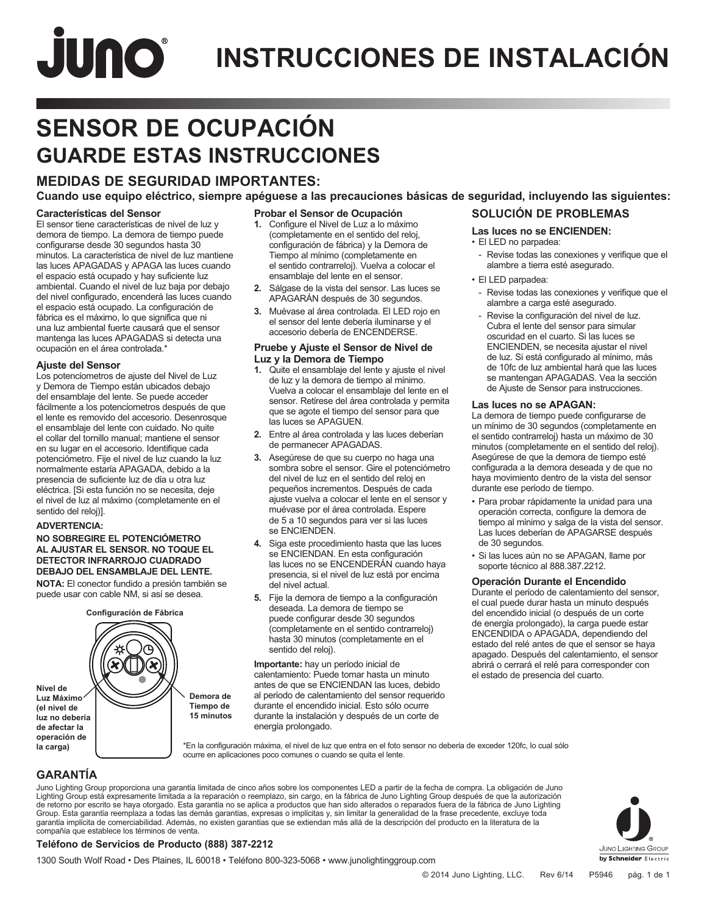# INSTRUCCIONES DE INSTALACIÓN

# SENSOR DE OCUPACIÓN

## GUARDE ESTAS INSTRUCCIONES

### MEDIDAS DE SEGURIDAD IMPORTANTES:

**Cuando use equipo eléctrico, siempre apéguese a las precauciones básicas de seguridad, incluyendo las siguientes:**

#### Características del Sensor

El sensor tiene características de nivel de luz y demora de tiempo. La demora de tiempo puede configurarse desde 30 segundos hasta 30 minutos. La característica de nivel de luz mantiene las luces APAGADAS y APAGA las luces cuando el espacio está ocupado y hay suficiente luz ambiental. Cuando el nivel de luz baja por debajo del nivel configurado, encenderá las luces cuando el espacio está ocupado. La configuración de fábrica es el máximo, lo que significa que ni una luz ambiental fuerte causará que el sensor mantenga las luces APAGADAS si detecta una ocupación en el área controlada.*

#### Ajuste del Sensor

Los potenciómetros de ajuste del Nivel de Luz y Demora de Tiempo están ubicados debajo del ensamblaje del lente. Se puede acceder fácilmente a los potenciómetros después de que el lente es removido del accesorio. Desenrosque el ensamblaje del lente con cuidado. No quite el collar del tornillo manual; mantiene el sensor en su lugar en el accesorio. Identifique cada potenciómetro. Fije el nivel de luz cuando la luz normalmente estaría APAGADA, debido a la presencia de suficiente luz de día u otra luz eléctrica. [Si esta función no se necesita, deje el nivel de luz al máximo (completamente en el sentido del reloj)].

**ADVERTENCIA:**

**NO SOBREGIRE EL POTENCIÓMETRO AL AJUSTAR EL SENSOR. NO TOQUE EL DETECTOR INFRARROJO CUADRADO DEBAJO DEL ENSAMBLAJE DEL LENTE.**

**NOTA:** El conector fundido a presión también se puede usar con cable NM, si así se desea.

**Configuración de Fábrica**

**Nivel de Luz Máximo (el nivel de luz no debería de afectar la operación de la carga)**

**Demora de Tiempo de 15 minutos**

#### Probar el Sensor de Ocupación

1. Configure el Nivel de Luz a lo máximo (completamente en el sentido del reloj, configuración de fábrica) y la Demora de Tiempo al mínimo (completamente en el sentido contrarreloj). Vuelva a colocar el ensamblaje del lente en el sensor.
2. Sálgase de la vista del sensor. Las luces se APAGARÁN después de 30 segundos.
3. Muévase al área controlada. El LED rojo en el sensor del lente debería iluminarse y el accesorio debería de ENCENDERSE.

#### Pruebe y Ajuste el Sensor de Nivel de Luz y la Demora de Tiempo

1. Quite el ensamblaje del lente y ajuste el nivel de luz y la demora de tiempo al mínimo. Vuelva a colocar el ensamblaje del lente en el sensor. Retírese del área controlada y permita que se agote el tiempo del sensor para que las luces se APAGUEN.
2. Entre al área controlada y las luces deberían de permanecer APAGADAS.
3. Asegúrese de que su cuerpo no haga una sombra sobre el sensor. Gire el potenciómetro del nivel de luz en el sentido del reloj en pequeños incrementos. Después de cada ajuste vuelva a colocar el lente en el sensor y muévase por el área controlada. Espere de 5 a 10 segundos para ver si las luces se ENCIENDEN.
4. Siga este procedimiento hasta que las luces se ENCIENDAN. En esta configuración las luces no se ENCENDERÁN cuando haya presencia, si el nivel de luz está por encima del nivel actual.
5. Fije la demora de tiempo a la configuración deseada. La demora de tiempo se puede configurar desde 30 segundos (completamente en el sentido contrarreloj) hasta 30 minutos (completamente en el sentido del reloj).

**Importante:** hay un período inicial de calentamiento: Puede tomar hasta un minuto antes de que se ENCIENDAN las luces, debido al período de calentamiento del sensor requerido durante el encendido inicial. Esto sólo ocurre durante la instalación y después de un corte de energía prolongado.

### SOLUCIÓN DE PROBLEMAS

#### Las luces no se ENCIENDEN:

- El LED no parpadea:
  - Revise todas las conexiones y verifique que el alambre a tierra esté asegurado.
- El LED parpadea:
  - Revise todas las conexiones y verifique que el alambre a carga esté asegurado.
  - Revise la configuración del nivel de luz. Cubra el lente del sensor para simular oscuridad en el cuarto. Si las luces se ENCIENDEN, se necesita ajustar el nivel de luz. Si está configurado al mínimo, más de 10fc de luz ambiental hará que las luces se mantengan APAGADAS. Vea la sección de Ajuste de Sensor para instrucciones.

#### Las luces no se APAGAN:

La demora de tiempo puede configurarse de un mínimo de 30 segundos (completamente en el sentido contrarreloj) hasta un máximo de 30 minutos (completamente en el sentido del reloj). Asegúrese de que la demora de tiempo esté configurada a la demora deseada y de que no haya movimiento dentro de la vista del sensor durante ese período de tiempo.

- Para probar rápidamente la unidad para una operación correcta, configure la demora de tiempo al mínimo y salga de la vista del sensor. Las luces deberían de APAGARSE después de 30 segundos.
- Si las luces aún no se APAGAN, llame por soporte técnico al 888.387.2212.

#### Operación Durante el Encendido

Durante el período de calentamiento del sensor, el cual puede durar hasta un minuto después del encendido inicial (o después de un corte de energía prolongado), la carga puede estar ENCENDIDA o APAGADA, dependiendo del estado del relé antes de que el sensor se haya apagado. Después del calentamiento, el sensor abrirá o cerrará el relé para corresponder con el estado de presencia del cuarto.

*En la configuración máxima, el nivel de luz que entra en el foto sensor no debería de exceder 120fc, lo cual sólo ocurre en aplicaciones poco comunes o cuando se quita el lente.

### GARANTÍA

Juno Lighting Group proporciona una garantía limitada de cinco años sobre los componentes LED a partir de la fecha de compra. La obligación de Juno Lighting Group está expresamente limitada a la reparación o reemplazo, sin cargo, en la fábrica de Juno Lighting Group después de que la autorización de retorno por escrito se haya otorgado. Esta garantía no se aplica a productos que han sido alterados o reparados fuera de la fábrica de Juno Lighting Group. Esta garantía reemplaza a todas las demás garantías, expresas o implícitas y, sin limitar la generalidad de la frase precedente, excluye toda garantía implícita de comerciabilidad. Además, no existen garantías que se extiendan más allá de la descripción del producto en la literatura de la compañía que establece los términos de venta.

**Teléfono de Servicios de Producto (888) 387-2212**

1300 South Wolf Road • Des Plaines, IL 60018 • Teléfono 800-323-5068 • www.junolightinggroup.com

Juno Lighting Group by Schneider Electric

© 2014 Juno Lighting, LLC. Rev 6/14 P5946